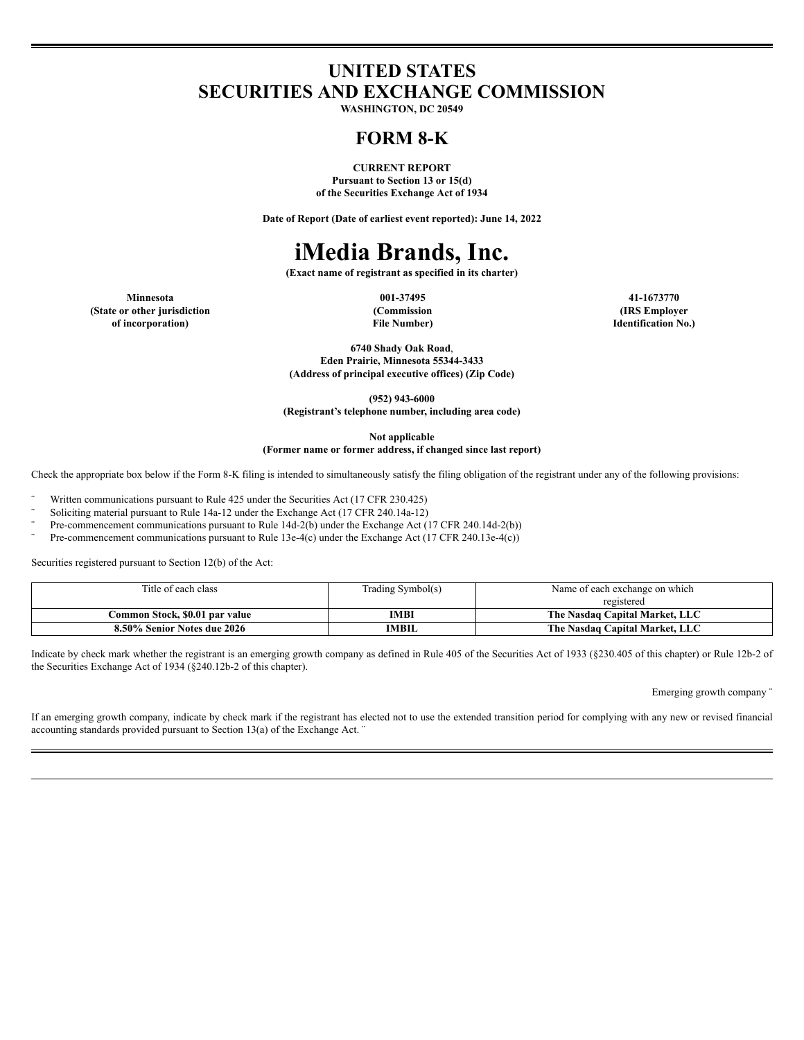# UNITED STATES
# SECURITIES AND EXCHANGE COMMISSION

**WASHINGTON, DC 20549**

## FORM 8-K

**CURRENT REPORT**
**Pursuant to Section 13 or 15(d)**
**of the Securities Exchange Act of 1934**

**Date of Report (Date of earliest event reported): June 14, 2022**

# iMedia Brands, Inc.

**(Exact name of registrant as specified in its charter)**

| Minnesota | 001-37495 | 41-1673770 |
|---|---|---|
| **(State or other jurisdiction of incorporation)** | **(Commission File Number)** | **(IRS Employer Identification No.)** |

**6740 Shady Oak Road,**
**Eden Prairie, Minnesota 55344-3433**
**(Address of principal executive offices) (Zip Code)**

**(952) 943-6000**
**(Registrant's telephone number, including area code)**

**Not applicable**
**(Former name or former address, if changed since last report)**

Check the appropriate box below if the Form 8-K filing is intended to simultaneously satisfy the filing obligation of the registrant under any of the following provisions:

- ¨ Written communications pursuant to Rule 425 under the Securities Act (17 CFR 230.425)
- ¨ Soliciting material pursuant to Rule 14a-12 under the Exchange Act (17 CFR 240.14a-12)
- ¨ Pre-commencement communications pursuant to Rule 14d-2(b) under the Exchange Act (17 CFR 240.14d-2(b))
- ¨ Pre-commencement communications pursuant to Rule 13e-4(c) under the Exchange Act (17 CFR 240.13e-4(c))

Securities registered pursuant to Section 12(b) of the Act:

| Title of each class | Trading Symbol(s) | Name of each exchange on which registered |
|---|---|---|
| **Common Stock, $0.01 par value** | **IMBI** | **The Nasdaq Capital Market, LLC** |
| **8.50% Senior Notes due 2026** | **IMBIL** | **The Nasdaq Capital Market, LLC** |

Indicate by check mark whether the registrant is an emerging growth company as defined in Rule 405 of the Securities Act of 1933 (§230.405 of this chapter) or Rule 12b-2 of the Securities Exchange Act of 1934 (§240.12b-2 of this chapter).

Emerging growth company ¨

If an emerging growth company, indicate by check mark if the registrant has elected not to use the extended transition period for complying with any new or revised financial accounting standards provided pursuant to Section 13(a) of the Exchange Act. ¨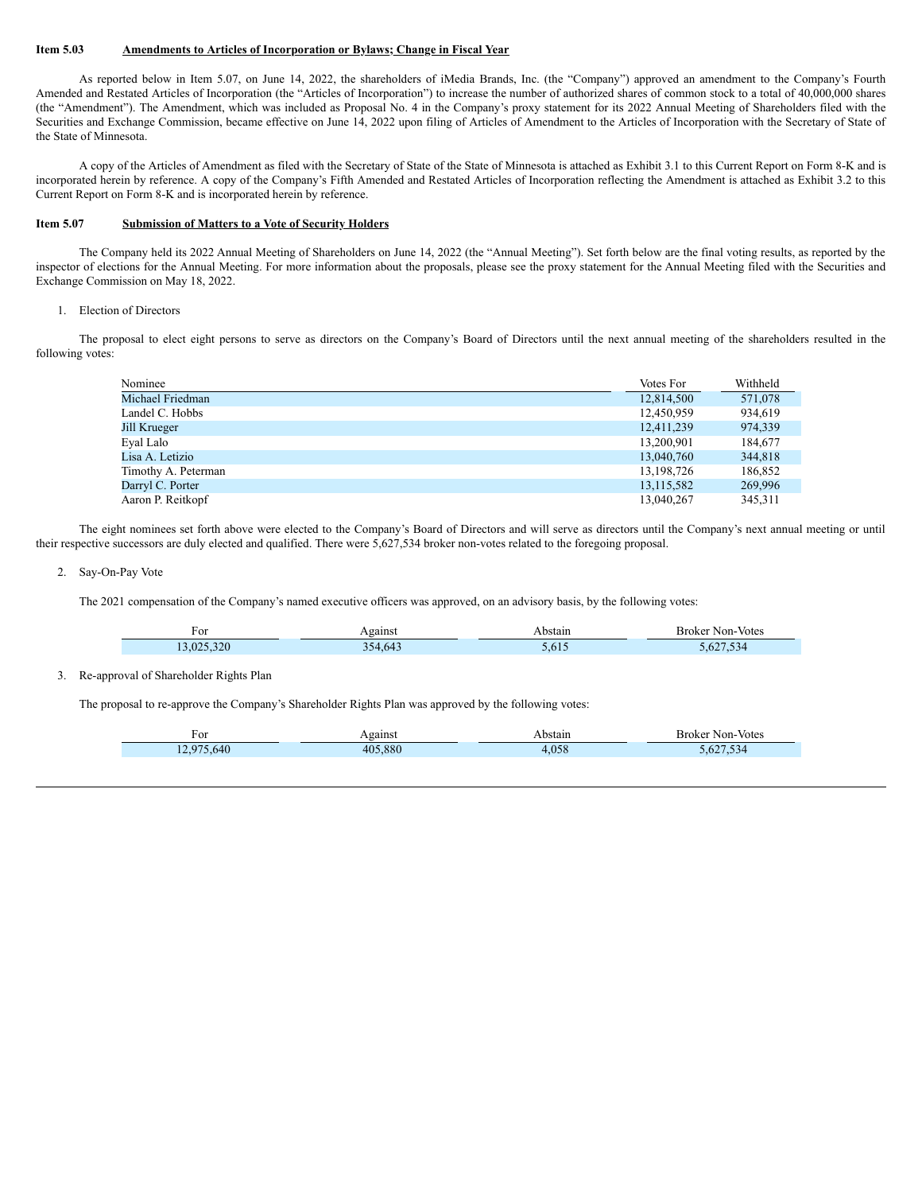**Item 5.03 Amendments to Articles of Incorporation or Bylaws; Change in Fiscal Year**

As reported below in Item 5.07, on June 14, 2022, the shareholders of iMedia Brands, Inc. (the "Company") approved an amendment to the Company's Fourth Amended and Restated Articles of Incorporation (the "Articles of Incorporation") to increase the number of authorized shares of common stock to a total of 40,000,000 shares (the "Amendment"). The Amendment, which was included as Proposal No. 4 in the Company's proxy statement for its 2022 Annual Meeting of Shareholders filed with the Securities and Exchange Commission, became effective on June 14, 2022 upon filing of Articles of Amendment to the Articles of Incorporation with the Secretary of State of the State of Minnesota.

A copy of the Articles of Amendment as filed with the Secretary of State of the State of Minnesota is attached as Exhibit 3.1 to this Current Report on Form 8-K and is incorporated herein by reference. A copy of the Company's Fifth Amended and Restated Articles of Incorporation reflecting the Amendment is attached as Exhibit 3.2 to this Current Report on Form 8-K and is incorporated herein by reference.

**Item 5.07 Submission of Matters to a Vote of Security Holders**

The Company held its 2022 Annual Meeting of Shareholders on June 14, 2022 (the "Annual Meeting"). Set forth below are the final voting results, as reported by the inspector of elections for the Annual Meeting. For more information about the proposals, please see the proxy statement for the Annual Meeting filed with the Securities and Exchange Commission on May 18, 2022.

1. Election of Directors

The proposal to elect eight persons to serve as directors on the Company's Board of Directors until the next annual meeting of the shareholders resulted in the following votes:

| Nominee | Votes For | Withheld |
|---|---|---|
| Michael Friedman | 12,814,500 | 571,078 |
| Landel C. Hobbs | 12,450,959 | 934,619 |
| Jill Krueger | 12,411,239 | 974,339 |
| Eyal Lalo | 13,200,901 | 184,677 |
| Lisa A. Letizio | 13,040,760 | 344,818 |
| Timothy A. Peterman | 13,198,726 | 186,852 |
| Darryl C. Porter | 13,115,582 | 269,996 |
| Aaron P. Reitkopf | 13,040,267 | 345,311 |

The eight nominees set forth above were elected to the Company's Board of Directors and will serve as directors until the Company's next annual meeting or until their respective successors are duly elected and qualified. There were 5,627,534 broker non-votes related to the foregoing proposal.

2. Say-On-Pay Vote

The 2021 compensation of the Company's named executive officers was approved, on an advisory basis, by the following votes:

| For | Against | Abstain | Broker Non-Votes |
|---|---|---|---|
| 13,025,320 | 354,643 | 5,615 | 5,627,534 |

3. Re-approval of Shareholder Rights Plan

The proposal to re-approve the Company's Shareholder Rights Plan was approved by the following votes:

| For | Against | Abstain | Broker Non-Votes |
|---|---|---|---|
| 12,975,640 | 405,880 | 4,058 | 5,627,534 |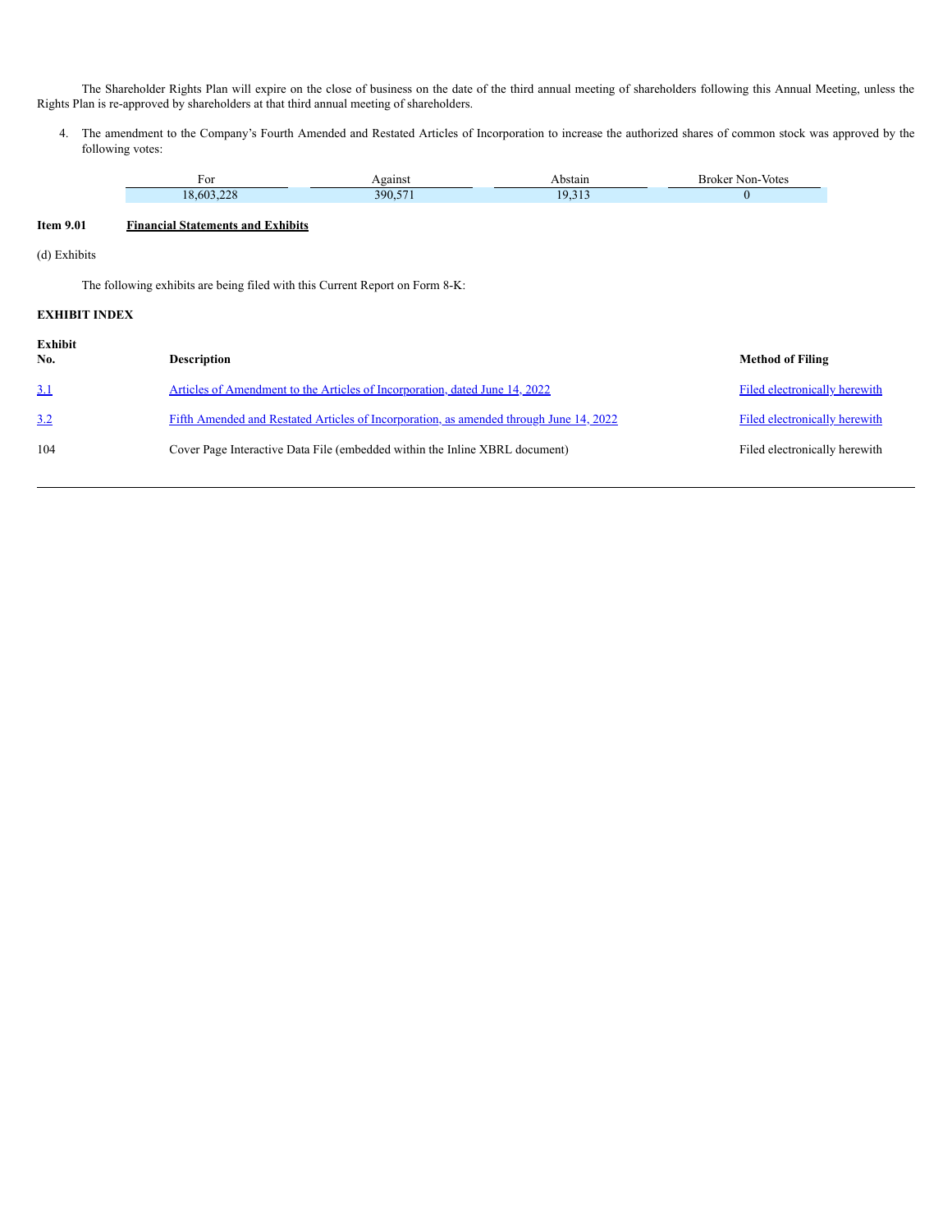The Shareholder Rights Plan will expire on the close of business on the date of the third annual meeting of shareholders following this Annual Meeting, unless the Rights Plan is re-approved by shareholders at that third annual meeting of shareholders.

4. The amendment to the Company's Fourth Amended and Restated Articles of Incorporation to increase the authorized shares of common stock was approved by the following votes:

| For | Against | Abstain | Broker Non-Votes |
|---|---|---|---|
| 18,603,228 | 390,571 | 19,313 | 0 |

**Item 9.01 Financial Statements and Exhibits**

(d) Exhibits

The following exhibits are being filed with this Current Report on Form 8-K:

**EXHIBIT INDEX**

| Exhibit No. | Description | Method of Filing |
|---|---|---|
| 3.1 | Articles of Amendment to the Articles of Incorporation, dated June 14, 2022 | Filed electronically herewith |
| 3.2 | Fifth Amended and Restated Articles of Incorporation, as amended through June 14, 2022 | Filed electronically herewith |
| 104 | Cover Page Interactive Data File (embedded within the Inline XBRL document) | Filed electronically herewith |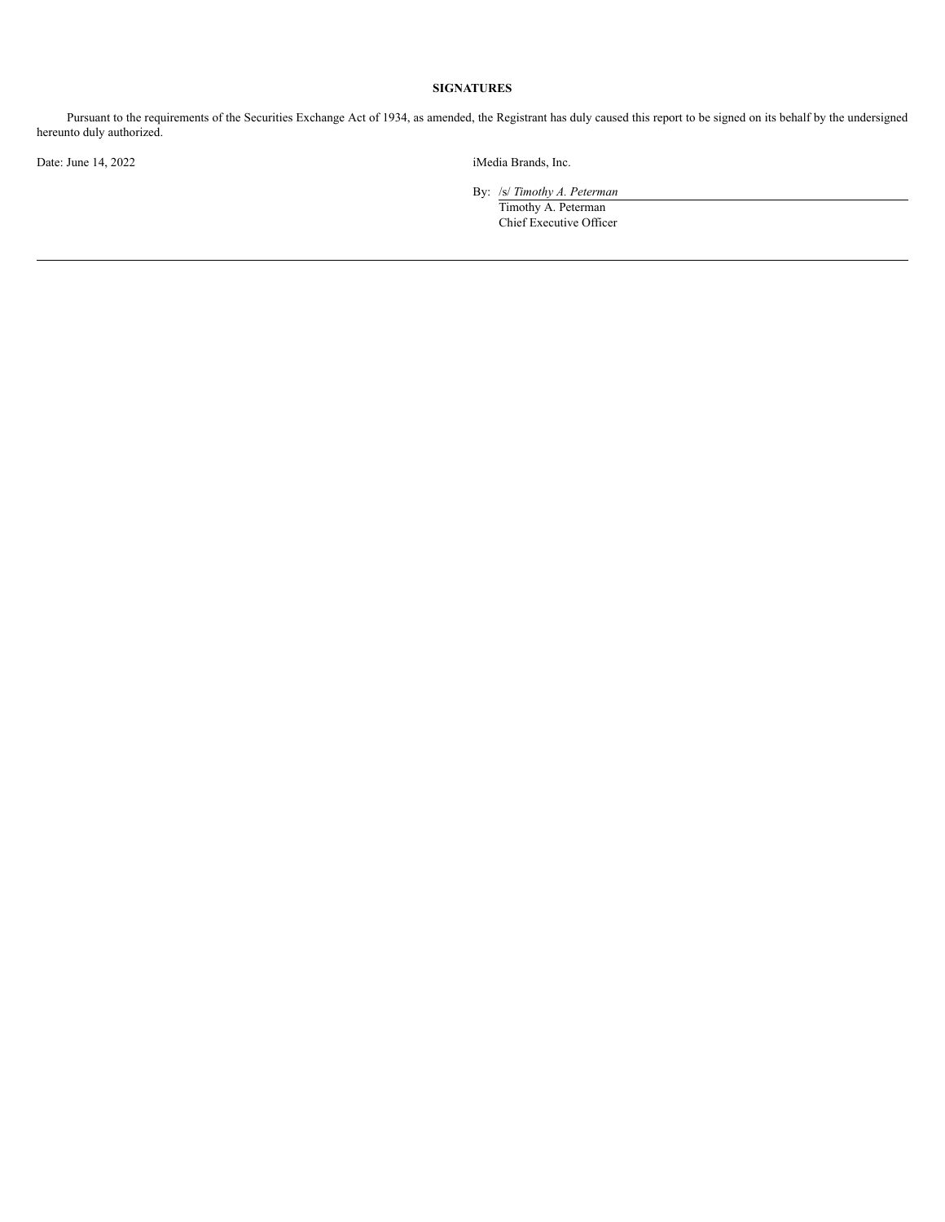**SIGNATURES**

Pursuant to the requirements of the Securities Exchange Act of 1934, as amended, the Registrant has duly caused this report to be signed on its behalf by the undersigned hereunto duly authorized.

Date: June 14, 2022

iMedia Brands, Inc.

By: /s/ *Timothy A. Peterman*
Timothy A. Peterman
Chief Executive Officer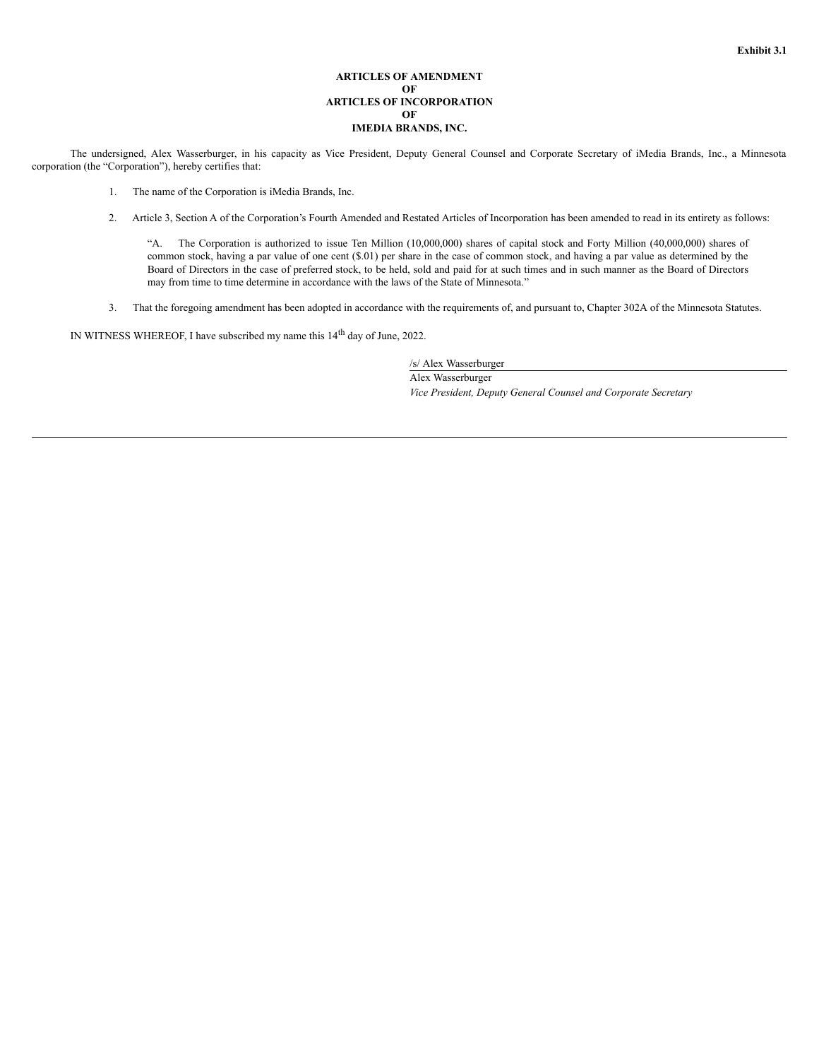**Exhibit 3.1**

**ARTICLES OF AMENDMENT**
**OF**
**ARTICLES OF INCORPORATION**
**OF**
**IMEDIA BRANDS, INC.**

The undersigned, Alex Wasserburger, in his capacity as Vice President, Deputy General Counsel and Corporate Secretary of iMedia Brands, Inc., a Minnesota corporation (the "Corporation"), hereby certifies that:

1. The name of the Corporation is iMedia Brands, Inc.

2. Article 3, Section A of the Corporation's Fourth Amended and Restated Articles of Incorporation has been amended to read in its entirety as follows:

   "A. The Corporation is authorized to issue Ten Million (10,000,000) shares of capital stock and Forty Million (40,000,000) shares of common stock, having a par value of one cent ($.01) per share in the case of common stock, and having a par value as determined by the Board of Directors in the case of preferred stock, to be held, sold and paid for at such times and in such manner as the Board of Directors may from time to time determine in accordance with the laws of the State of Minnesota."

3. That the foregoing amendment has been adopted in accordance with the requirements of, and pursuant to, Chapter 302A of the Minnesota Statutes.

IN WITNESS WHEREOF, I have subscribed my name this 14th day of June, 2022.

/s/ Alex Wasserburger
Alex Wasserburger
*Vice President, Deputy General Counsel and Corporate Secretary*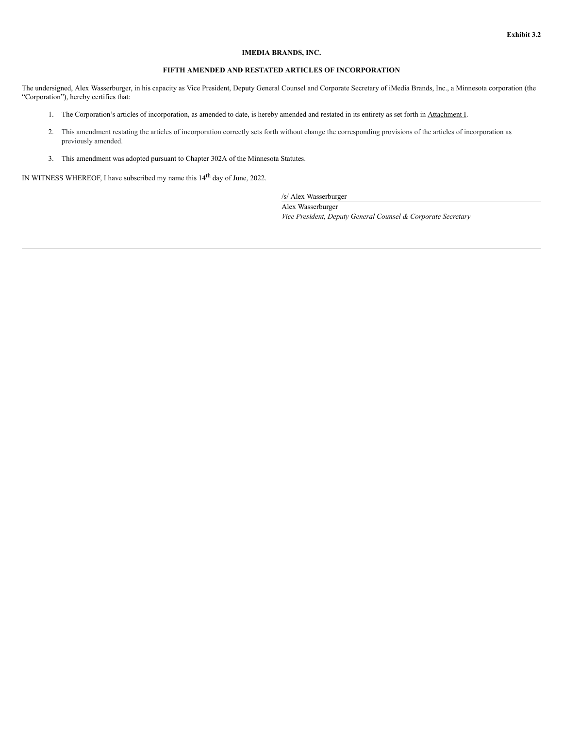**Exhibit 3.2**

# IMEDIA BRANDS, INC.

## FIFTH AMENDED AND RESTATED ARTICLES OF INCORPORATION

The undersigned, Alex Wasserburger, in his capacity as Vice President, Deputy General Counsel and Corporate Secretary of iMedia Brands, Inc., a Minnesota corporation (the "Corporation"), hereby certifies that:

1. The Corporation's articles of incorporation, as amended to date, is hereby amended and restated in its entirety as set forth in Attachment I.
2. This amendment restating the articles of incorporation correctly sets forth without change the corresponding provisions of the articles of incorporation as previously amended.
3. This amendment was adopted pursuant to Chapter 302A of the Minnesota Statutes.

IN WITNESS WHEREOF, I have subscribed my name this 14th day of June, 2022.

/s/ Alex Wasserburger

Alex Wasserburger

*Vice President, Deputy General Counsel & Corporate Secretary*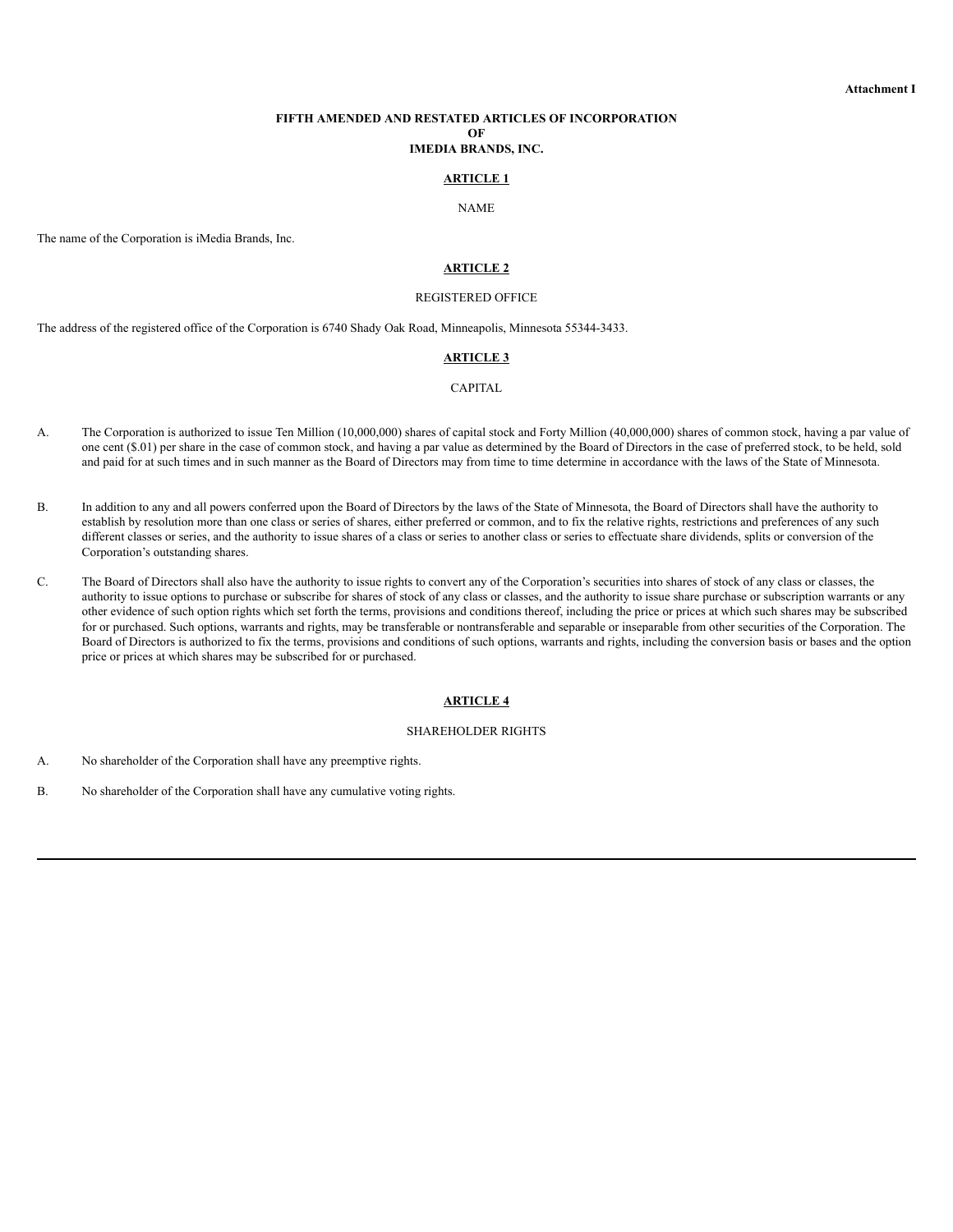**Attachment I**

**FIFTH AMENDED AND RESTATED ARTICLES OF INCORPORATION**
**OF**
**IMEDIA BRANDS, INC.**

**ARTICLE 1**

NAME

The name of the Corporation is iMedia Brands, Inc.

**ARTICLE 2**

REGISTERED OFFICE

The address of the registered office of the Corporation is 6740 Shady Oak Road, Minneapolis, Minnesota 55344-3433.

**ARTICLE 3**

CAPITAL

A. The Corporation is authorized to issue Ten Million (10,000,000) shares of capital stock and Forty Million (40,000,000) shares of common stock, having a par value of one cent ($.01) per share in the case of common stock, and having a par value as determined by the Board of Directors in the case of preferred stock, to be held, sold and paid for at such times and in such manner as the Board of Directors may from time to time determine in accordance with the laws of the State of Minnesota.

B. In addition to any and all powers conferred upon the Board of Directors by the laws of the State of Minnesota, the Board of Directors shall have the authority to establish by resolution more than one class or series of shares, either preferred or common, and to fix the relative rights, restrictions and preferences of any such different classes or series, and the authority to issue shares of a class or series to another class or series to effectuate share dividends, splits or conversion of the Corporation's outstanding shares.

C. The Board of Directors shall also have the authority to issue rights to convert any of the Corporation's securities into shares of stock of any class or classes, the authority to issue options to purchase or subscribe for shares of stock of any class or classes, and the authority to issue share purchase or subscription warrants or any other evidence of such option rights which set forth the terms, provisions and conditions thereof, including the price or prices at which such shares may be subscribed for or purchased. Such options, warrants and rights, may be transferable or nontransferable and separable or inseparable from other securities of the Corporation. The Board of Directors is authorized to fix the terms, provisions and conditions of such options, warrants and rights, including the conversion basis or bases and the option price or prices at which shares may be subscribed for or purchased.

**ARTICLE 4**

SHAREHOLDER RIGHTS

A. No shareholder of the Corporation shall have any preemptive rights.

B. No shareholder of the Corporation shall have any cumulative voting rights.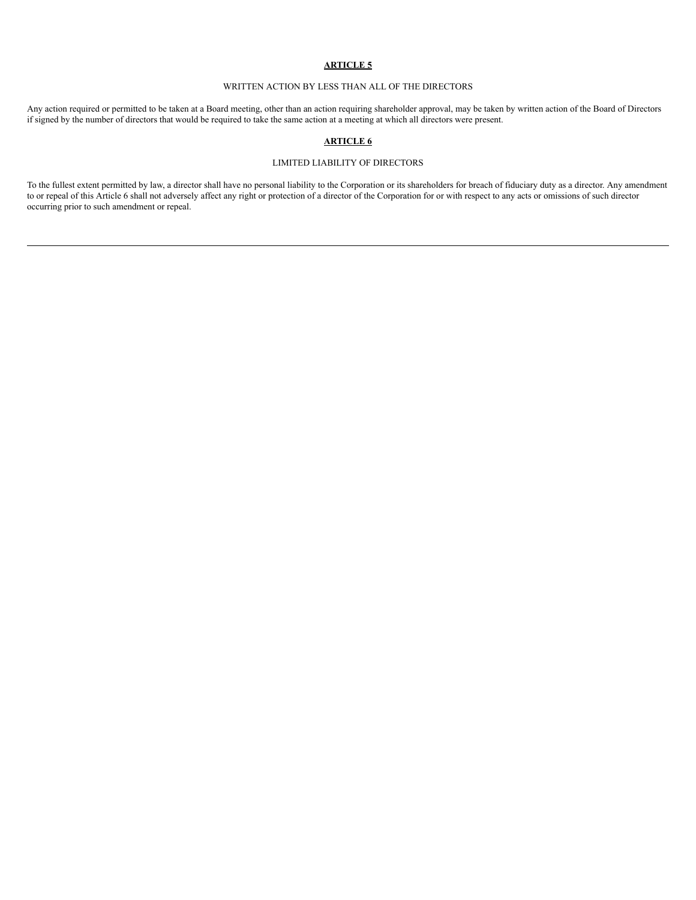## ARTICLE 5

WRITTEN ACTION BY LESS THAN ALL OF THE DIRECTORS

Any action required or permitted to be taken at a Board meeting, other than an action requiring shareholder approval, may be taken by written action of the Board of Directors if signed by the number of directors that would be required to take the same action at a meeting at which all directors were present.

## ARTICLE 6

LIMITED LIABILITY OF DIRECTORS

To the fullest extent permitted by law, a director shall have no personal liability to the Corporation or its shareholders for breach of fiduciary duty as a director. Any amendment to or repeal of this Article 6 shall not adversely affect any right or protection of a director of the Corporation for or with respect to any acts or omissions of such director occurring prior to such amendment or repeal.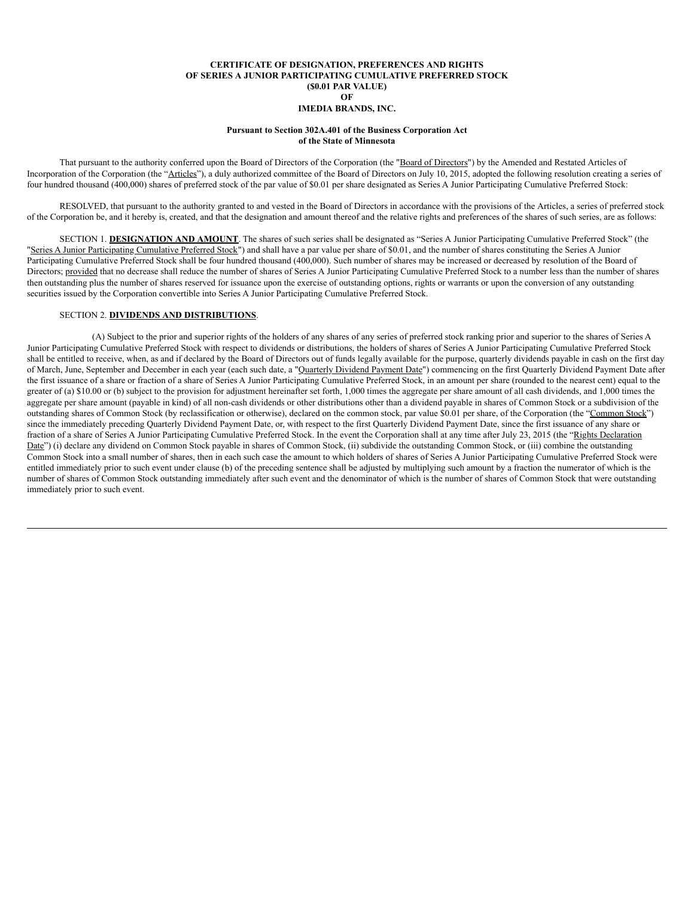**CERTIFICATE OF DESIGNATION, PREFERENCES AND RIGHTS**
**OF SERIES A JUNIOR PARTICIPATING CUMULATIVE PREFERRED STOCK**
**($0.01 PAR VALUE)**
**OF**
**IMEDIA BRANDS, INC.**

**Pursuant to Section 302A.401 of the Business Corporation Act**
**of the State of Minnesota**

That pursuant to the authority conferred upon the Board of Directors of the Corporation (the "Board of Directors") by the Amended and Restated Articles of Incorporation of the Corporation (the "Articles"), a duly authorized committee of the Board of Directors on July 10, 2015, adopted the following resolution creating a series of four hundred thousand (400,000) shares of preferred stock of the par value of $0.01 per share designated as Series A Junior Participating Cumulative Preferred Stock:

RESOLVED, that pursuant to the authority granted to and vested in the Board of Directors in accordance with the provisions of the Articles, a series of preferred stock of the Corporation be, and it hereby is, created, and that the designation and amount thereof and the relative rights and preferences of the shares of such series, are as follows:

SECTION 1. **DESIGNATION AND AMOUNT**. The shares of such series shall be designated as "Series A Junior Participating Cumulative Preferred Stock" (the "Series A Junior Participating Cumulative Preferred Stock") and shall have a par value per share of $0.01, and the number of shares constituting the Series A Junior Participating Cumulative Preferred Stock shall be four hundred thousand (400,000). Such number of shares may be increased or decreased by resolution of the Board of Directors; provided that no decrease shall reduce the number of shares of Series A Junior Participating Cumulative Preferred Stock to a number less than the number of shares then outstanding plus the number of shares reserved for issuance upon the exercise of outstanding options, rights or warrants or upon the conversion of any outstanding securities issued by the Corporation convertible into Series A Junior Participating Cumulative Preferred Stock.

SECTION 2. **DIVIDENDS AND DISTRIBUTIONS**.

(A) Subject to the prior and superior rights of the holders of any shares of any series of preferred stock ranking prior and superior to the shares of Series A Junior Participating Cumulative Preferred Stock with respect to dividends or distributions, the holders of shares of Series A Junior Participating Cumulative Preferred Stock shall be entitled to receive, when, as and if declared by the Board of Directors out of funds legally available for the purpose, quarterly dividends payable in cash on the first day of March, June, September and December in each year (each such date, a "Quarterly Dividend Payment Date") commencing on the first Quarterly Dividend Payment Date after the first issuance of a share or fraction of a share of Series A Junior Participating Cumulative Preferred Stock, in an amount per share (rounded to the nearest cent) equal to the greater of (a) $10.00 or (b) subject to the provision for adjustment hereinafter set forth, 1,000 times the aggregate per share amount of all cash dividends, and 1,000 times the aggregate per share amount (payable in kind) of all non-cash dividends or other distributions other than a dividend payable in shares of Common Stock or a subdivision of the outstanding shares of Common Stock (by reclassification or otherwise), declared on the common stock, par value $0.01 per share, of the Corporation (the "Common Stock") since the immediately preceding Quarterly Dividend Payment Date, or, with respect to the first Quarterly Dividend Payment Date, since the first issuance of any share or fraction of a share of Series A Junior Participating Cumulative Preferred Stock. In the event the Corporation shall at any time after July 23, 2015 (the "Rights Declaration Date") (i) declare any dividend on Common Stock payable in shares of Common Stock, (ii) subdivide the outstanding Common Stock, or (iii) combine the outstanding Common Stock into a small number of shares, then in each such case the amount to which holders of shares of Series A Junior Participating Cumulative Preferred Stock were entitled immediately prior to such event under clause (b) of the preceding sentence shall be adjusted by multiplying such amount by a fraction the numerator of which is the number of shares of Common Stock outstanding immediately after such event and the denominator of which is the number of shares of Common Stock that were outstanding immediately prior to such event.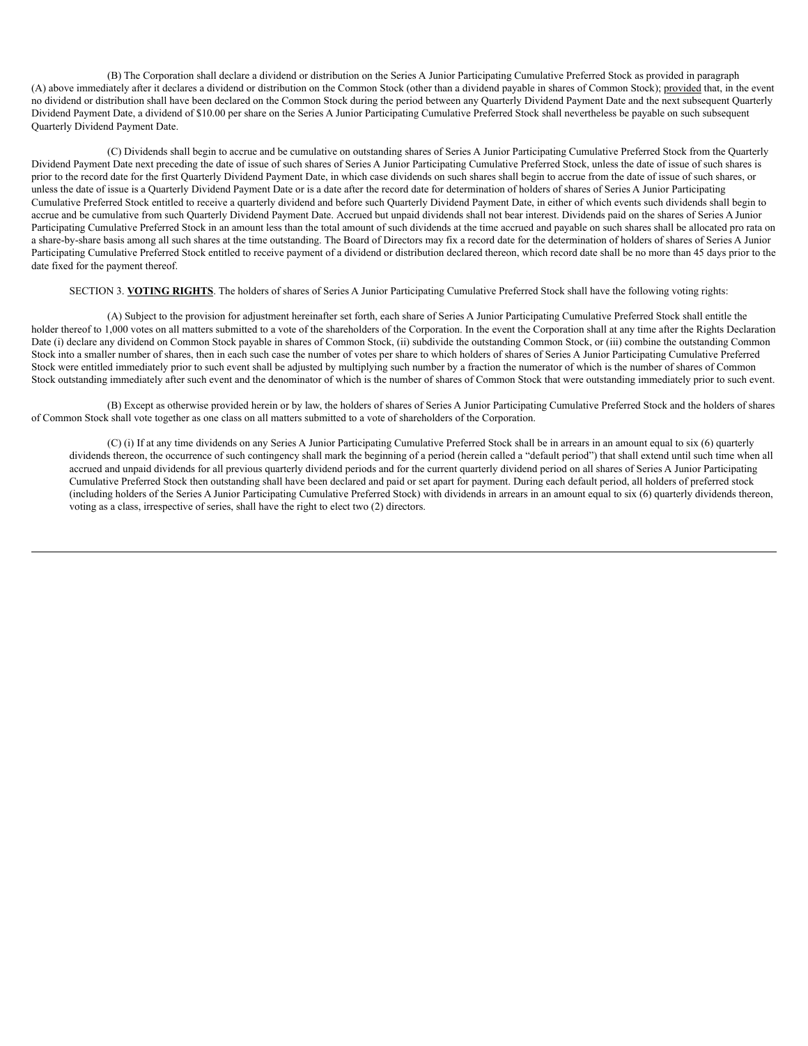(B) The Corporation shall declare a dividend or distribution on the Series A Junior Participating Cumulative Preferred Stock as provided in paragraph (A) above immediately after it declares a dividend or distribution on the Common Stock (other than a dividend payable in shares of Common Stock); provided that, in the event no dividend or distribution shall have been declared on the Common Stock during the period between any Quarterly Dividend Payment Date and the next subsequent Quarterly Dividend Payment Date, a dividend of $10.00 per share on the Series A Junior Participating Cumulative Preferred Stock shall nevertheless be payable on such subsequent Quarterly Dividend Payment Date.

(C) Dividends shall begin to accrue and be cumulative on outstanding shares of Series A Junior Participating Cumulative Preferred Stock from the Quarterly Dividend Payment Date next preceding the date of issue of such shares of Series A Junior Participating Cumulative Preferred Stock, unless the date of issue of such shares is prior to the record date for the first Quarterly Dividend Payment Date, in which case dividends on such shares shall begin to accrue from the date of issue of such shares, or unless the date of issue is a Quarterly Dividend Payment Date or is a date after the record date for determination of holders of shares of Series A Junior Participating Cumulative Preferred Stock entitled to receive a quarterly dividend and before such Quarterly Dividend Payment Date, in either of which events such dividends shall begin to accrue and be cumulative from such Quarterly Dividend Payment Date. Accrued but unpaid dividends shall not bear interest. Dividends paid on the shares of Series A Junior Participating Cumulative Preferred Stock in an amount less than the total amount of such dividends at the time accrued and payable on such shares shall be allocated pro rata on a share-by-share basis among all such shares at the time outstanding. The Board of Directors may fix a record date for the determination of holders of shares of Series A Junior Participating Cumulative Preferred Stock entitled to receive payment of a dividend or distribution declared thereon, which record date shall be no more than 45 days prior to the date fixed for the payment thereof.

SECTION 3. **VOTING RIGHTS**. The holders of shares of Series A Junior Participating Cumulative Preferred Stock shall have the following voting rights:

(A) Subject to the provision for adjustment hereinafter set forth, each share of Series A Junior Participating Cumulative Preferred Stock shall entitle the holder thereof to 1,000 votes on all matters submitted to a vote of the shareholders of the Corporation. In the event the Corporation shall at any time after the Rights Declaration Date (i) declare any dividend on Common Stock payable in shares of Common Stock, (ii) subdivide the outstanding Common Stock, or (iii) combine the outstanding Common Stock into a smaller number of shares, then in each such case the number of votes per share to which holders of shares of Series A Junior Participating Cumulative Preferred Stock were entitled immediately prior to such event shall be adjusted by multiplying such number by a fraction the numerator of which is the number of shares of Common Stock outstanding immediately after such event and the denominator of which is the number of shares of Common Stock that were outstanding immediately prior to such event.

(B) Except as otherwise provided herein or by law, the holders of shares of Series A Junior Participating Cumulative Preferred Stock and the holders of shares of Common Stock shall vote together as one class on all matters submitted to a vote of shareholders of the Corporation.

(C) (i) If at any time dividends on any Series A Junior Participating Cumulative Preferred Stock shall be in arrears in an amount equal to six (6) quarterly dividends thereon, the occurrence of such contingency shall mark the beginning of a period (herein called a "default period") that shall extend until such time when all accrued and unpaid dividends for all previous quarterly dividend periods and for the current quarterly dividend period on all shares of Series A Junior Participating Cumulative Preferred Stock then outstanding shall have been declared and paid or set apart for payment. During each default period, all holders of preferred stock (including holders of the Series A Junior Participating Cumulative Preferred Stock) with dividends in arrears in an amount equal to six (6) quarterly dividends thereon, voting as a class, irrespective of series, shall have the right to elect two (2) directors.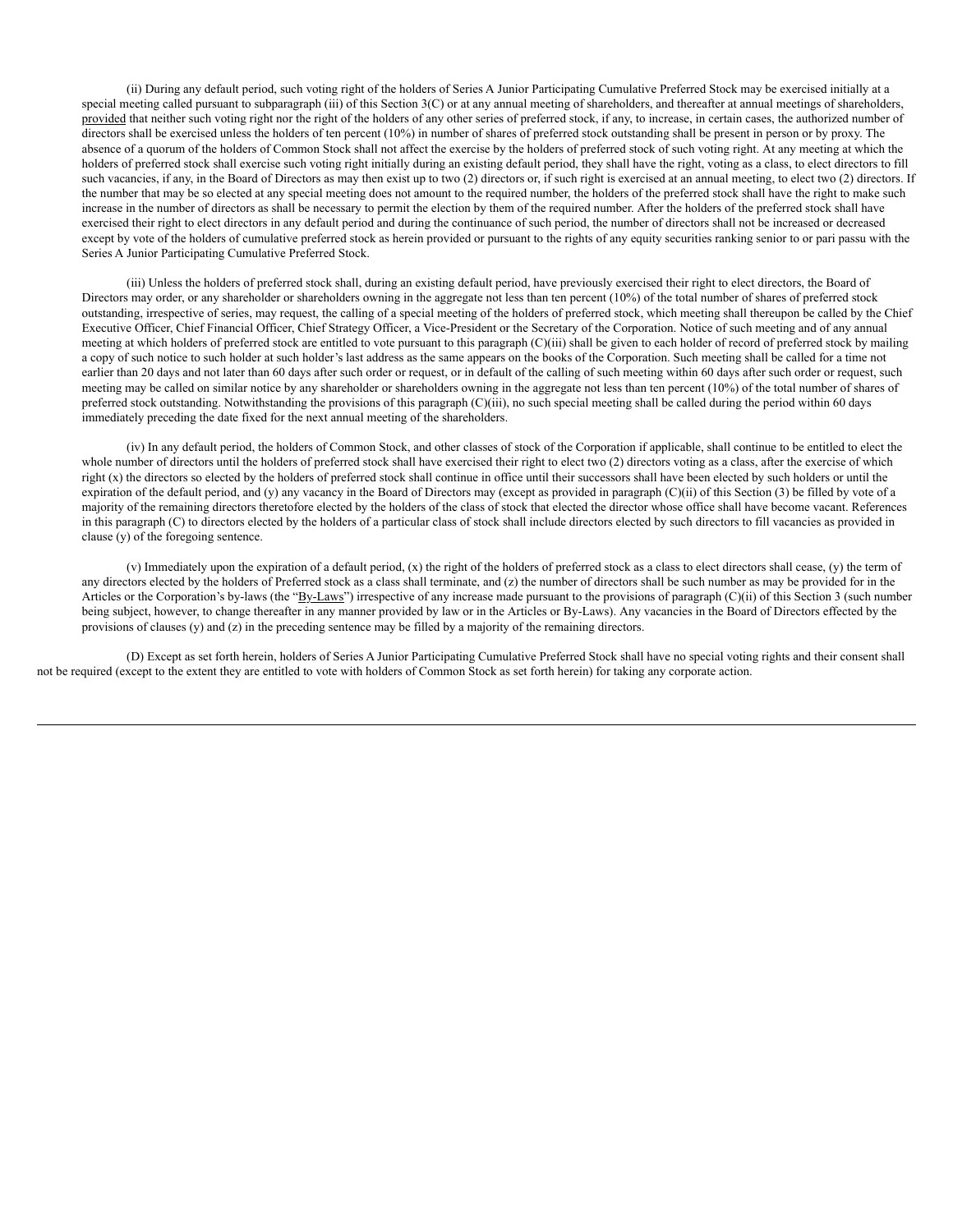(ii) During any default period, such voting right of the holders of Series A Junior Participating Cumulative Preferred Stock may be exercised initially at a special meeting called pursuant to subparagraph (iii) of this Section 3(C) or at any annual meeting of shareholders, and thereafter at annual meetings of shareholders, provided that neither such voting right nor the right of the holders of any other series of preferred stock, if any, to increase, in certain cases, the authorized number of directors shall be exercised unless the holders of ten percent (10%) in number of shares of preferred stock outstanding shall be present in person or by proxy. The absence of a quorum of the holders of Common Stock shall not affect the exercise by the holders of preferred stock of such voting right. At any meeting at which the holders of preferred stock shall exercise such voting right initially during an existing default period, they shall have the right, voting as a class, to elect directors to fill such vacancies, if any, in the Board of Directors as may then exist up to two (2) directors or, if such right is exercised at an annual meeting, to elect two (2) directors. If the number that may be so elected at any special meeting does not amount to the required number, the holders of the preferred stock shall have the right to make such increase in the number of directors as shall be necessary to permit the election by them of the required number. After the holders of the preferred stock shall have exercised their right to elect directors in any default period and during the continuance of such period, the number of directors shall not be increased or decreased except by vote of the holders of cumulative preferred stock as herein provided or pursuant to the rights of any equity securities ranking senior to or pari passu with the Series A Junior Participating Cumulative Preferred Stock.

(iii) Unless the holders of preferred stock shall, during an existing default period, have previously exercised their right to elect directors, the Board of Directors may order, or any shareholder or shareholders owning in the aggregate not less than ten percent (10%) of the total number of shares of preferred stock outstanding, irrespective of series, may request, the calling of a special meeting of the holders of preferred stock, which meeting shall thereupon be called by the Chief Executive Officer, Chief Financial Officer, Chief Strategy Officer, a Vice-President or the Secretary of the Corporation. Notice of such meeting and of any annual meeting at which holders of preferred stock are entitled to vote pursuant to this paragraph (C)(iii) shall be given to each holder of record of preferred stock by mailing a copy of such notice to such holder at such holder's last address as the same appears on the books of the Corporation. Such meeting shall be called for a time not earlier than 20 days and not later than 60 days after such order or request, or in default of the calling of such meeting within 60 days after such order or request, such meeting may be called on similar notice by any shareholder or shareholders owning in the aggregate not less than ten percent (10%) of the total number of shares of preferred stock outstanding. Notwithstanding the provisions of this paragraph (C)(iii), no such special meeting shall be called during the period within 60 days immediately preceding the date fixed for the next annual meeting of the shareholders.

(iv) In any default period, the holders of Common Stock, and other classes of stock of the Corporation if applicable, shall continue to be entitled to elect the whole number of directors until the holders of preferred stock shall have exercised their right to elect two (2) directors voting as a class, after the exercise of which right (x) the directors so elected by the holders of preferred stock shall continue in office until their successors shall have been elected by such holders or until the expiration of the default period, and (y) any vacancy in the Board of Directors may (except as provided in paragraph (C)(ii) of this Section (3) be filled by vote of a majority of the remaining directors theretofore elected by the holders of the class of stock that elected the director whose office shall have become vacant. References in this paragraph (C) to directors elected by the holders of a particular class of stock shall include directors elected by such directors to fill vacancies as provided in clause (y) of the foregoing sentence.

(v) Immediately upon the expiration of a default period, (x) the right of the holders of preferred stock as a class to elect directors shall cease, (y) the term of any directors elected by the holders of Preferred stock as a class shall terminate, and (z) the number of directors shall be such number as may be provided for in the Articles or the Corporation's by-laws (the "By-Laws") irrespective of any increase made pursuant to the provisions of paragraph (C)(ii) of this Section 3 (such number being subject, however, to change thereafter in any manner provided by law or in the Articles or By-Laws). Any vacancies in the Board of Directors effected by the provisions of clauses (y) and (z) in the preceding sentence may be filled by a majority of the remaining directors.

(D) Except as set forth herein, holders of Series A Junior Participating Cumulative Preferred Stock shall have no special voting rights and their consent shall not be required (except to the extent they are entitled to vote with holders of Common Stock as set forth herein) for taking any corporate action.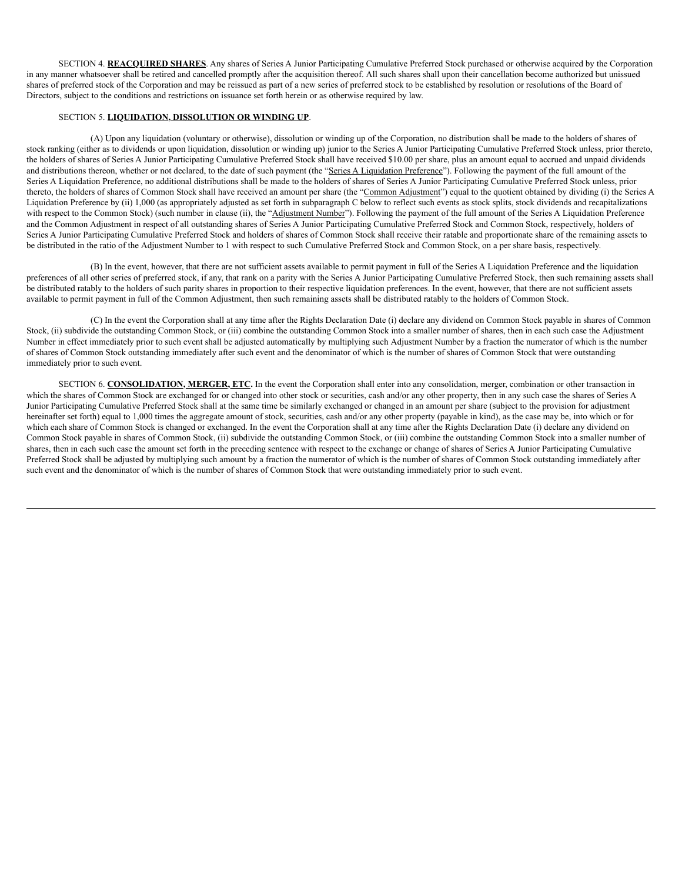SECTION 4. **REACQUIRED SHARES**. Any shares of Series A Junior Participating Cumulative Preferred Stock purchased or otherwise acquired by the Corporation in any manner whatsoever shall be retired and cancelled promptly after the acquisition thereof. All such shares shall upon their cancellation become authorized but unissued shares of preferred stock of the Corporation and may be reissued as part of a new series of preferred stock to be established by resolution or resolutions of the Board of Directors, subject to the conditions and restrictions on issuance set forth herein or as otherwise required by law.

SECTION 5. **LIQUIDATION, DISSOLUTION OR WINDING UP**.

(A) Upon any liquidation (voluntary or otherwise), dissolution or winding up of the Corporation, no distribution shall be made to the holders of shares of stock ranking (either as to dividends or upon liquidation, dissolution or winding up) junior to the Series A Junior Participating Cumulative Preferred Stock unless, prior thereto, the holders of shares of Series A Junior Participating Cumulative Preferred Stock shall have received $10.00 per share, plus an amount equal to accrued and unpaid dividends and distributions thereon, whether or not declared, to the date of such payment (the "Series A Liquidation Preference"). Following the payment of the full amount of the Series A Liquidation Preference, no additional distributions shall be made to the holders of shares of Series A Junior Participating Cumulative Preferred Stock unless, prior thereto, the holders of shares of Common Stock shall have received an amount per share (the "Common Adjustment") equal to the quotient obtained by dividing (i) the Series A Liquidation Preference by (ii) 1,000 (as appropriately adjusted as set forth in subparagraph C below to reflect such events as stock splits, stock dividends and recapitalizations with respect to the Common Stock) (such number in clause (ii), the "Adjustment Number"). Following the payment of the full amount of the Series A Liquidation Preference and the Common Adjustment in respect of all outstanding shares of Series A Junior Participating Cumulative Preferred Stock and Common Stock, respectively, holders of Series A Junior Participating Cumulative Preferred Stock and holders of shares of Common Stock shall receive their ratable and proportionate share of the remaining assets to be distributed in the ratio of the Adjustment Number to 1 with respect to such Cumulative Preferred Stock and Common Stock, on a per share basis, respectively.

(B) In the event, however, that there are not sufficient assets available to permit payment in full of the Series A Liquidation Preference and the liquidation preferences of all other series of preferred stock, if any, that rank on a parity with the Series A Junior Participating Cumulative Preferred Stock, then such remaining assets shall be distributed ratably to the holders of such parity shares in proportion to their respective liquidation preferences. In the event, however, that there are not sufficient assets available to permit payment in full of the Common Adjustment, then such remaining assets shall be distributed ratably to the holders of Common Stock.

(C) In the event the Corporation shall at any time after the Rights Declaration Date (i) declare any dividend on Common Stock payable in shares of Common Stock, (ii) subdivide the outstanding Common Stock, or (iii) combine the outstanding Common Stock into a smaller number of shares, then in each such case the Adjustment Number in effect immediately prior to such event shall be adjusted automatically by multiplying such Adjustment Number by a fraction the numerator of which is the number of shares of Common Stock outstanding immediately after such event and the denominator of which is the number of shares of Common Stock that were outstanding immediately prior to such event.

SECTION 6. **CONSOLIDATION, MERGER, ETC.** In the event the Corporation shall enter into any consolidation, merger, combination or other transaction in which the shares of Common Stock are exchanged for or changed into other stock or securities, cash and/or any other property, then in any such case the shares of Series A Junior Participating Cumulative Preferred Stock shall at the same time be similarly exchanged or changed in an amount per share (subject to the provision for adjustment hereinafter set forth) equal to 1,000 times the aggregate amount of stock, securities, cash and/or any other property (payable in kind), as the case may be, into which or for which each share of Common Stock is changed or exchanged. In the event the Corporation shall at any time after the Rights Declaration Date (i) declare any dividend on Common Stock payable in shares of Common Stock, (ii) subdivide the outstanding Common Stock, or (iii) combine the outstanding Common Stock into a smaller number of shares, then in each such case the amount set forth in the preceding sentence with respect to the exchange or change of shares of Series A Junior Participating Cumulative Preferred Stock shall be adjusted by multiplying such amount by a fraction the numerator of which is the number of shares of Common Stock outstanding immediately after such event and the denominator of which is the number of shares of Common Stock that were outstanding immediately prior to such event.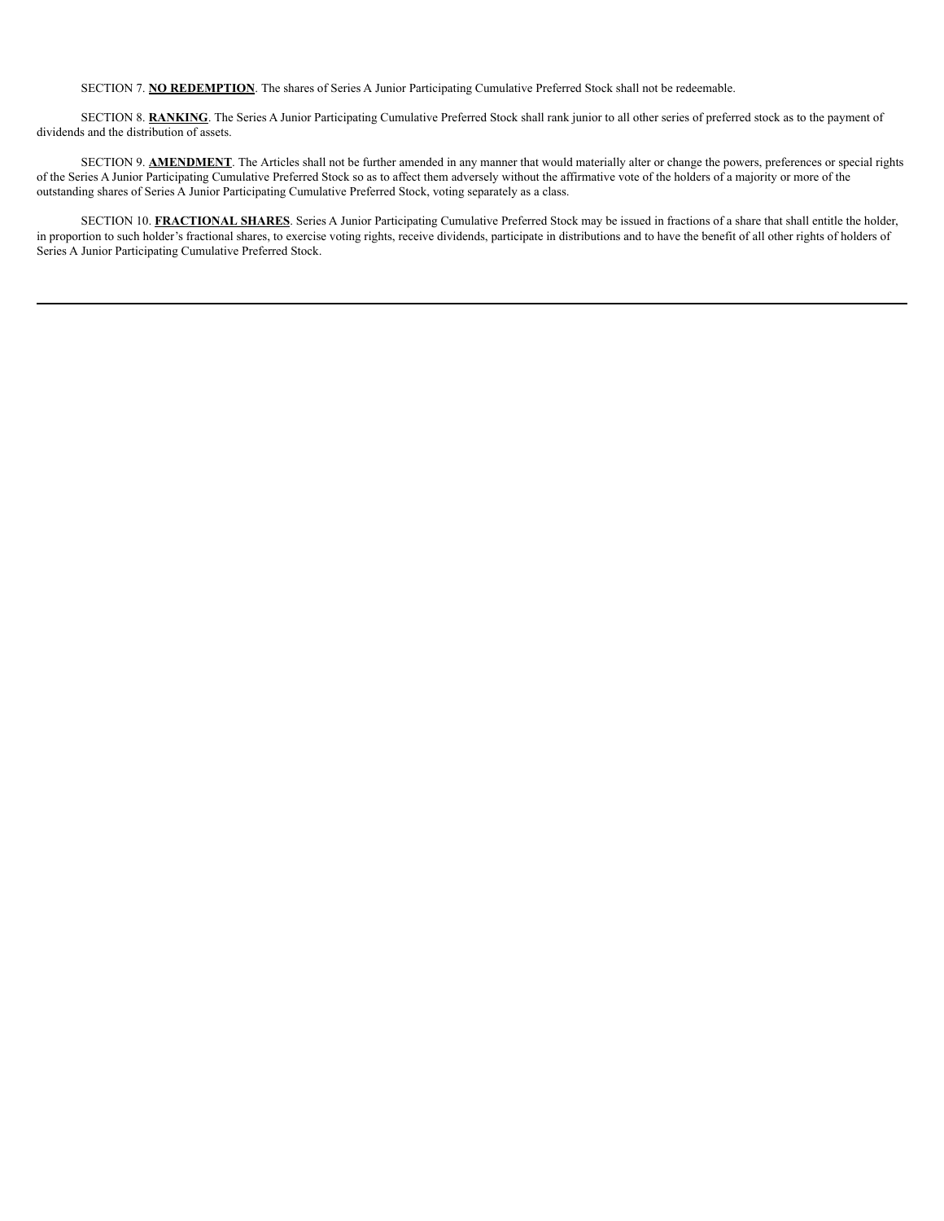SECTION 7. **NO REDEMPTION**. The shares of Series A Junior Participating Cumulative Preferred Stock shall not be redeemable.

SECTION 8. **RANKING**. The Series A Junior Participating Cumulative Preferred Stock shall rank junior to all other series of preferred stock as to the payment of dividends and the distribution of assets.

SECTION 9. **AMENDMENT**. The Articles shall not be further amended in any manner that would materially alter or change the powers, preferences or special rights of the Series A Junior Participating Cumulative Preferred Stock so as to affect them adversely without the affirmative vote of the holders of a majority or more of the outstanding shares of Series A Junior Participating Cumulative Preferred Stock, voting separately as a class.

SECTION 10. **FRACTIONAL SHARES**. Series A Junior Participating Cumulative Preferred Stock may be issued in fractions of a share that shall entitle the holder, in proportion to such holder's fractional shares, to exercise voting rights, receive dividends, participate in distributions and to have the benefit of all other rights of holders of Series A Junior Participating Cumulative Preferred Stock.